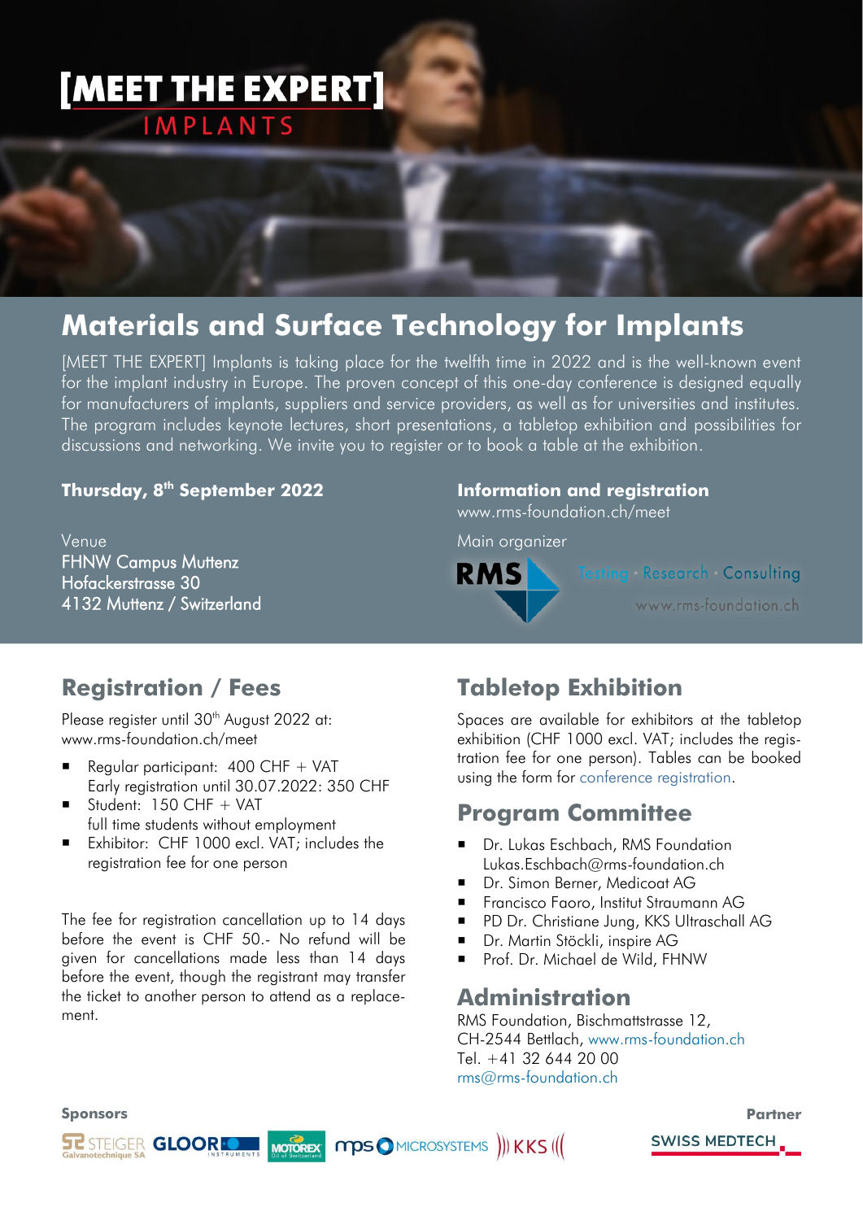# [MEET THE EXPERT]
## IMPLANTS

## Materials and Surface Technology for Implants

[MEET THE EXPERT] Implants is taking place for the twelfth time in 2022 and is the well-known event for the implant industry in Europe. The proven concept of this one-day conference is designed equally for manufacturers of implants, suppliers and service providers, as well as for universities and institutes. The program includes keynote lectures, short presentations, a tabletop exhibition and possibilities for discussions and networking. We invite you to register or to book a table at the exhibition.

**Thursday, 8th September 2022**

Venue
FHNW Campus Muttenz
Hofackerstrasse 30
4132 Muttenz / Switzerland

**Information and registration**
www.rms-foundation.ch/meet

Main organizer

RMS Testing · Research · Consulting
www.rms-foundation.ch

## Registration / Fees

Please register until 30th August 2022 at:
www.rms-foundation.ch/meet

- Regular participant: 400 CHF + VAT
  Early registration until 30.07.2022: 350 CHF
- Student: 150 CHF + VAT
  full time students without employment
- Exhibitor: CHF 1000 excl. VAT; includes the registration fee for one person

The fee for registration cancellation up to 14 days before the event is CHF 50.- No refund will be given for cancellations made less than 14 days before the event, though the registrant may transfer the ticket to another person to attend as a replacement.

## Tabletop Exhibition

Spaces are available for exhibitors at the tabletop exhibition (CHF 1000 excl. VAT; includes the registration fee for one person). Tables can be booked using the form for conference registration.

## Program Committee

- Dr. Lukas Eschbach, RMS Foundation
  Lukas.Eschbach@rms-foundation.ch
- Dr. Simon Berner, Medicoat AG
- Francisco Faoro, Institut Straumann AG
- PD Dr. Christiane Jung, KKS Ultraschall AG
- Dr. Martin Stöckli, inspire AG
- Prof. Dr. Michael de Wild, FHNW

## Administration

RMS Foundation, Bischmattstrasse 12,
CH-2544 Bettlach, www.rms-foundation.ch
Tel. +41 32 644 20 00
rms@rms-foundation.ch

**Sponsors**

STEIGER Galvanotechnique SA · GLOOR INSTRUMENTS · MOTOREX · mps MICROSYSTEMS · KKS

**Partner**

SWISS MEDTECH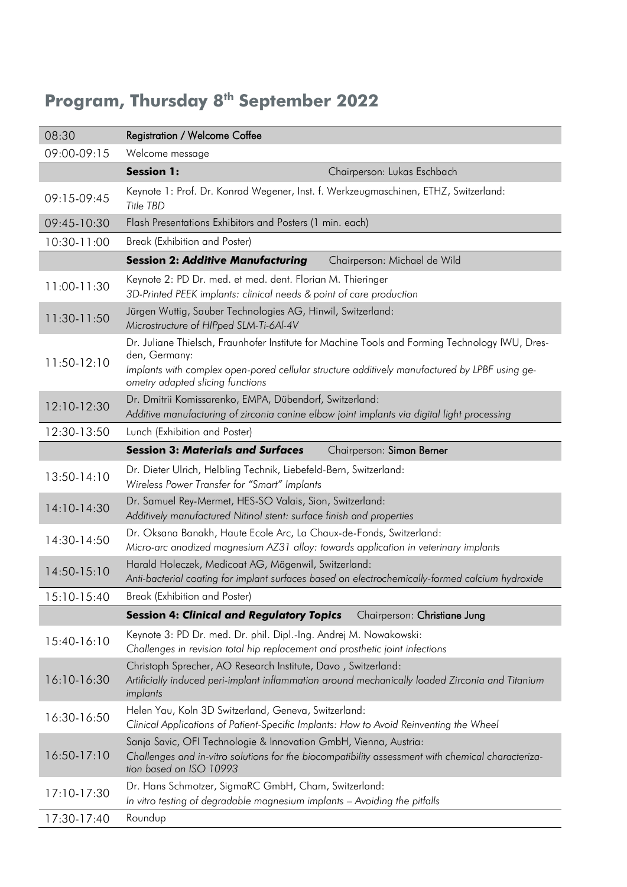## Program, Thursday 8th September 2022

| | |
|---|---|
| 08:30 | Registration / Welcome Coffee |
| 09:00-09:15 | Welcome message |
| | **Session 1:** Chairperson: Lukas Eschbach |
| 09:15-09:45 | Keynote 1: Prof. Dr. Konrad Wegener, Inst. f. Werkzeugmaschinen, ETHZ, Switzerland: *Title TBD* |
| 09:45-10:30 | Flash Presentations Exhibitors and Posters (1 min. each) |
| 10:30-11:00 | Break (Exhibition and Poster) |
| | **Session 2: *Additive Manufacturing*** Chairperson: Michael de Wild |
| 11:00-11:30 | Keynote 2: PD Dr. med. et med. dent. Florian M. Thieringer *3D-Printed PEEK implants: clinical needs & point of care production* |
| 11:30-11:50 | Jürgen Wuttig, Sauber Technologies AG, Hinwil, Switzerland: *Microstructure of HIPped SLM-Ti-6Al-4V* |
| 11:50-12:10 | Dr. Juliane Thielsch, Fraunhofer Institute for Machine Tools and Forming Technology IWU, Dresden, Germany: *Implants with complex open-pored cellular structure additively manufactured by LPBF using geometry adapted slicing functions* |
| 12:10-12:30 | Dr. Dmitrii Komissarenko, EMPA, Dübendorf, Switzerland: *Additive manufacturing of zirconia canine elbow joint implants via digital light processing* |
| 12:30-13:50 | Lunch (Exhibition and Poster) |
| | **Session 3: *Materials and Surfaces*** Chairperson: Simon Berner |
| 13:50-14:10 | Dr. Dieter Ulrich, Helbling Technik, Liebefeld-Bern, Switzerland: *Wireless Power Transfer for "Smart" Implants* |
| 14:10-14:30 | Dr. Samuel Rey-Mermet, HES-SO Valais, Sion, Switzerland: *Additively manufactured Nitinol stent: surface finish and properties* |
| 14:30-14:50 | Dr. Oksana Banakh, Haute Ecole Arc, La Chaux-de-Fonds, Switzerland: *Micro-arc anodized magnesium AZ31 alloy: towards application in veterinary implants* |
| 14:50-15:10 | Harald Holeczek, Medicoat AG, Mägenwil, Switzerland: *Anti-bacterial coating for implant surfaces based on electrochemically-formed calcium hydroxide* |
| 15:10-15:40 | Break (Exhibition and Poster) |
| | **Session 4: *Clinical and Regulatory Topics*** Chairperson: Christiane Jung |
| 15:40-16:10 | Keynote 3: PD Dr. med. Dr. phil. Dipl.-Ing. Andrej M. Nowakowski: *Challenges in revision total hip replacement and prosthetic joint infections* |
| 16:10-16:30 | Christoph Sprecher, AO Research Institute, Davo , Switzerland: *Artificially induced peri-implant inflammation around mechanically loaded Zirconia and Titanium implants* |
| 16:30-16:50 | Helen Yau, Koln 3D Switzerland, Geneva, Switzerland: *Clinical Applications of Patient-Specific Implants: How to Avoid Reinventing the Wheel* |
| 16:50-17:10 | Sanja Savic, OFI Technologie & Innovation GmbH, Vienna, Austria: *Challenges and in-vitro solutions for the biocompatibility assessment with chemical characterization based on ISO 10993* |
| 17:10-17:30 | Dr. Hans Schmotzer, SigmaRC GmbH, Cham, Switzerland: *In vitro testing of degradable magnesium implants – Avoiding the pitfalls* |
| 17:30-17:40 | Roundup |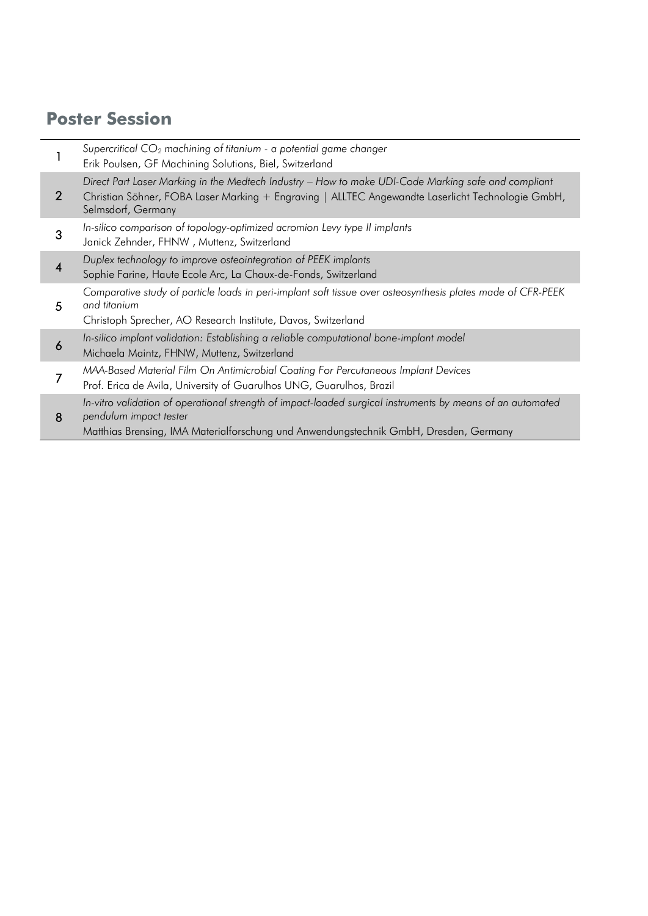## Poster Session

| | |
|---|---|
| 1 | *Supercritical $CO_2$ machining of titanium - a potential game changer*<br>Erik Poulsen, GF Machining Solutions, Biel, Switzerland |
| 2 | *Direct Part Laser Marking in the Medtech Industry – How to make UDI-Code Marking safe and compliant*<br>Christian Söhner, FOBA Laser Marking + Engraving \| ALLTEC Angewandte Laserlicht Technologie GmbH, Selmsdorf, Germany |
| 3 | *In-silico comparison of topology-optimized acromion Levy type II implants*<br>Janick Zehnder, FHNW , Muttenz, Switzerland |
| 4 | *Duplex technology to improve osteointegration of PEEK implants*<br>Sophie Farine, Haute Ecole Arc, La Chaux-de-Fonds, Switzerland |
| 5 | *Comparative study of particle loads in peri-implant soft tissue over osteosynthesis plates made of CFR-PEEK and titanium*<br>Christoph Sprecher, AO Research Institute, Davos, Switzerland |
| 6 | *In-silico implant validation: Establishing a reliable computational bone-implant model*<br>Michaela Maintz, FHNW, Muttenz, Switzerland |
| 7 | *MAA-Based Material Film On Antimicrobial Coating For Percutaneous Implant Devices*<br>Prof. Erica de Avila, University of Guarulhos UNG, Guarulhos, Brazil |
| 8 | *In-vitro validation of operational strength of impact-loaded surgical instruments by means of an automated pendulum impact tester*<br>Matthias Brensing, IMA Materialforschung und Anwendungstechnik GmbH, Dresden, Germany |